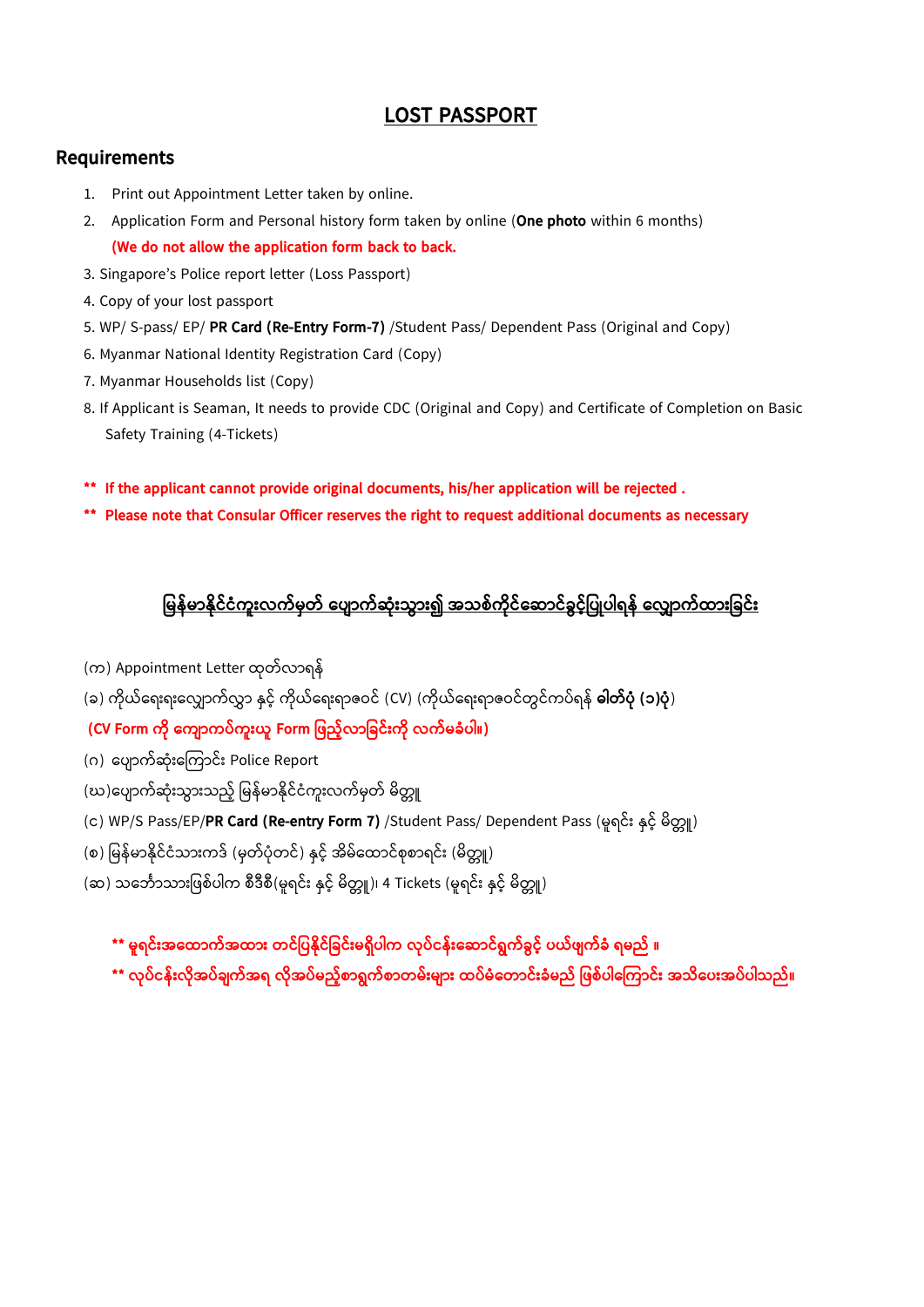# LOST PASSPORT

## Requirements

1. Print out Appointment Letter taken by online.
2. Application Form and Personal history form taken by online (**One photo** within 6 months)
   **(We do not allow the application form back to back.**
3. Singapore's Police report letter (Loss Passport)
4. Copy of your lost passport
5. WP/ S-pass/ EP/ **PR Card (Re-Entry Form-7)** /Student Pass/ Dependent Pass (Original and Copy)
6. Myanmar National Identity Registration Card (Copy)
7. Myanmar Households list (Copy)
8. If Applicant is Seaman, It needs to provide CDC (Original and Copy) and Certificate of Completion on Basic Safety Training (4-Tickets)

**\*\* If the applicant cannot provide original documents, his/her application will be rejected .**

**\*\* Please note that Consular Officer reserves the right to request additional documents as necessary**

## မြန်မာနိုင်ငံကူးလက်မှတ် ပျောက်ဆုံးသွား၍ အသစ်ကိုင်ဆောင်ခွင့်ပြုပါရန် လျှောက်ထားခြင်း

(က) Appointment Letter ထုတ်လာရန်

(ခ) ကိုယ်ရေးရေးလျှောက်လွှာ နှင့် ကိုယ်ရေးရာဇဝင် (CV) (ကိုယ်ရေးရာဇဝင်တွင်ကပ်ရန် **ဓါတ်ပုံ (၁)ပုံ**)

**(CV Form ကို ကျောကပ်ကူးယူ Form ဖြည့်လာခြင်းကို လက်မခံပါ။)**

(ဂ) ပျောက်ဆုံးကြောင်း Police Report

(ဃ)ပျောက်ဆုံးသွားသည့် မြန်မာနိုင်ငံကူးလက်မှတ် မိတ္တူ

(င) WP/S Pass/EP/**PR Card (Re-entry Form 7)** /Student Pass/ Dependent Pass (မူရင်း နှင့် မိတ္တူ)

(စ) မြန်မာနိုင်ငံသားကဒ် (မှတ်ပုံတင်) နှင့် အိမ်ထောင်စုစာရင်း (မိတ္တူ)

(ဆ) သင်္ဘောသားဖြစ်ပါက စီဒီစီ(မူရင်း နှင့် မိတ္တူ)၊ 4 Tickets (မူရင်း နှင့် မိတ္တူ)

**\*\* မူရင်းအထောက်အထား တင်ပြနိုင်ခြင်းမရှိပါက လုပ်ငန်းဆောင်ရွက်ခွင့် ပယ်ဖျက်ခံ ရမည် ။**

**\*\* လုပ်ငန်းလိုအပ်ချက်အရ လိုအပ်မည့်စာရွက်စာတမ်းများ ထပ်မံတောင်းခံမည် ဖြစ်ပါကြောင်း အသိပေးအပ်ပါသည်။**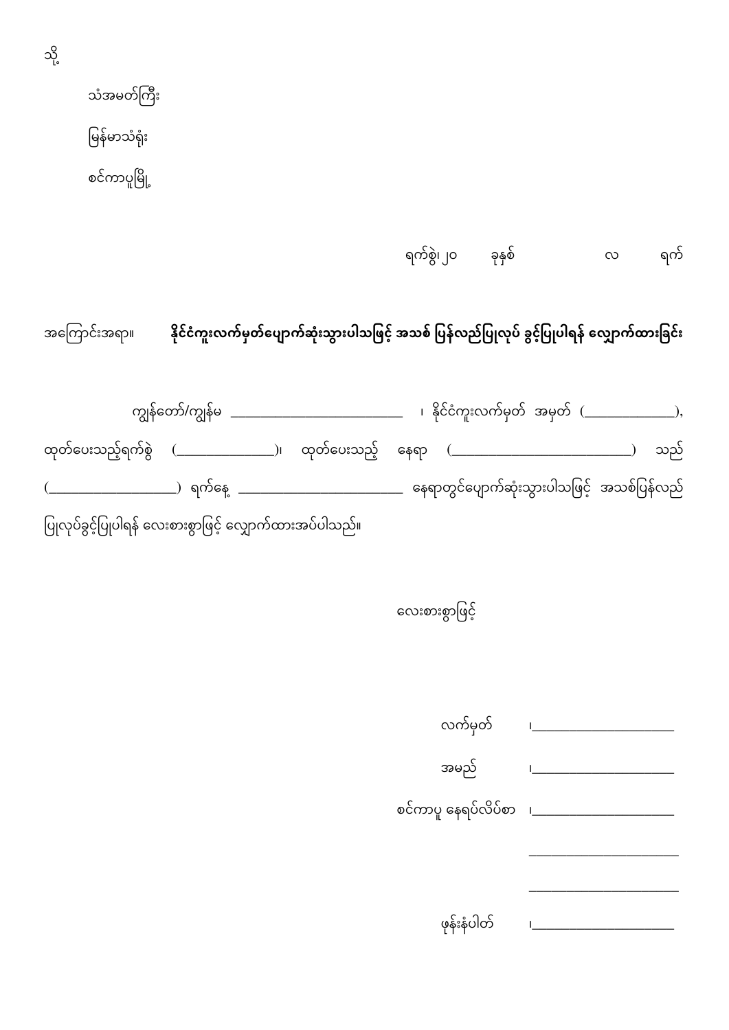သို့

သံအမတ်ကြီး

မြန်မာသံရုံး

စင်ကာပူမြို့

ရက်စွဲ၊ ၂၀ ခုနှစ် လ ရက်

အကြောင်းအရာ။ **နိုင်ငံကူးလက်မှတ်ပျောက်ဆုံးသွားပါသဖြင့် အသစ် ပြန်လည်ပြုလုပ် ခွင့်ပြုပါရန် လျှောက်ထားခြင်း**

ကျွန်တော်/ကျွန်မ ________________________ ၊ နိုင်ငံကူးလက်မှတ် အမှတ် (____________), ထုတ်ပေးသည့်ရက်စွဲ (____________)၊ ထုတ်ပေးသည့် နေရာ (________________________) သည် (________________) ရက်နေ့ ______________________ နေရာတွင်ပျောက်ဆုံးသွားပါသဖြင့် အသစ်ပြန်လည် ပြုလုပ်ခွင့်ပြုပါရန် လေးစားစွာဖြင့် လျှောက်ထားအပ်ပါသည်။

လေးစားစွာဖြင့်

လက်မှတ် ။____________________

အမည် ။____________________

စင်ကာပူ နေရပ်လိပ်စာ ။____________________

____________________

____________________

ဖုန်းနံပါတ် ။____________________